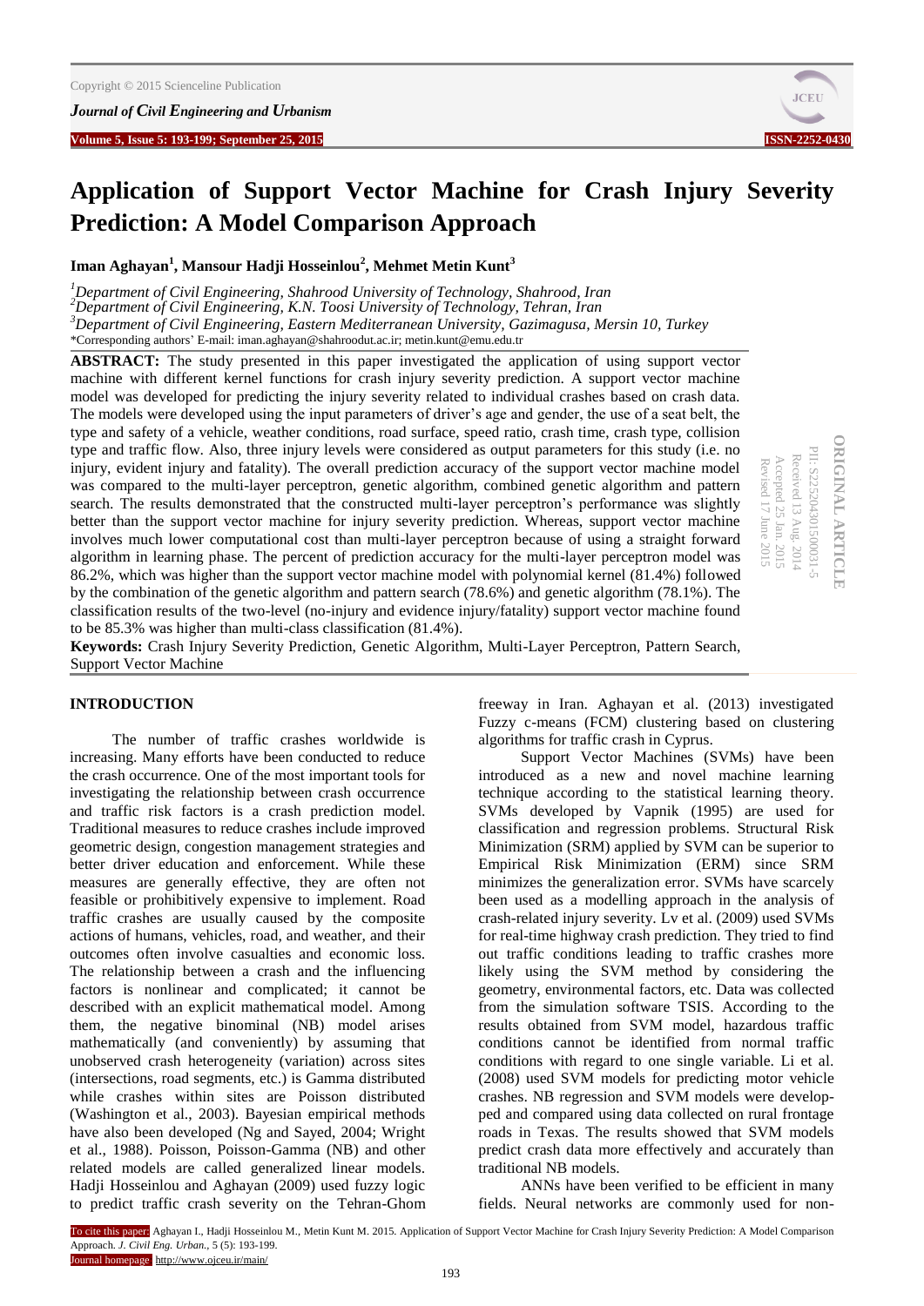# Application of Support Vector Machine for Crash Injury Severity Prediction: A Model Comparison Approach

**Iman Aghayan[1], Mansour Hadji Hosseinlou[2], Mehmet Metin Kunt[3]**

[1]*Department of Civil Engineering, Shahrood University of Technology, Shahrood, Iran*
[2]*Department of Civil Engineering, K.N. Toosi University of Technology, Tehran, Iran*
[3]*Department of Civil Engineering, Eastern Mediterranean University, Gazimagusa, Mersin 10, Turkey*
*Corresponding authors' E-mail: iman.aghayan@shahroodut.ac.ir; metin.kunt@emu.edu.tr

ORIGINAL ARTICLE
PII: S225204301500031-5
Received 13 Aug. 2014
Accepted 25 Jan. 2015
Revised 17 June 2015

**ABSTRACT:** The study presented in this paper investigated the application of using support vector machine with different kernel functions for crash injury severity prediction. A support vector machine model was developed for predicting the injury severity related to individual crashes based on crash data. The models were developed using the input parameters of driver's age and gender, the use of a seat belt, the type and safety of a vehicle, weather conditions, road surface, speed ratio, crash time, crash type, collision type and traffic flow. Also, three injury levels were considered as output parameters for this study (i.e. no injury, evident injury and fatality). The overall prediction accuracy of the support vector machine model was compared to the multi-layer perceptron, genetic algorithm, combined genetic algorithm and pattern search. The results demonstrated that the constructed multi-layer perceptron's performance was slightly better than the support vector machine for injury severity prediction. Whereas, support vector machine involves much lower computational cost than multi-layer perceptron because of using a straight forward algorithm in learning phase. The percent of prediction accuracy for the multi-layer perceptron model was 86.2%, which was higher than the support vector machine model with polynomial kernel (81.4%) followed by the combination of the genetic algorithm and pattern search (78.6%) and genetic algorithm (78.1%). The classification results of the two-level (no-injury and evidence injury/fatality) support vector machine found to be 85.3% was higher than multi-class classification (81.4%).

**Keywords:** Crash Injury Severity Prediction, Genetic Algorithm, Multi-Layer Perceptron, Pattern Search, Support Vector Machine

## INTRODUCTION

The number of traffic crashes worldwide is increasing. Many efforts have been conducted to reduce the crash occurrence. One of the most important tools for investigating the relationship between crash occurrence and traffic risk factors is a crash prediction model. Traditional measures to reduce crashes include improved geometric design, congestion management strategies and better driver education and enforcement. While these measures are generally effective, they are often not feasible or prohibitively expensive to implement. Road traffic crashes are usually caused by the composite actions of humans, vehicles, road, and weather, and their outcomes often involve casualties and economic loss. The relationship between a crash and the influencing factors is nonlinear and complicated; it cannot be described with an explicit mathematical model. Among them, the negative binominal (NB) model arises mathematically (and conveniently) by assuming that unobserved crash heterogeneity (variation) across sites (intersections, road segments, etc.) is Gamma distributed while crashes within sites are Poisson distributed (Washington et al., 2003). Bayesian empirical methods have also been developed (Ng and Sayed, 2004; Wright et al., 1988). Poisson, Poisson-Gamma (NB) and other related models are called generalized linear models. Hadji Hosseinlou and Aghayan (2009) used fuzzy logic to predict traffic crash severity on the Tehran-Ghom freeway in Iran. Aghayan et al. (2013) investigated Fuzzy c-means (FCM) clustering based on clustering algorithms for traffic crash in Cyprus.

Support Vector Machines (SVMs) have been introduced as a new and novel machine learning technique according to the statistical learning theory. SVMs developed by Vapnik (1995) are used for classification and regression problems. Structural Risk Minimization (SRM) applied by SVM can be superior to Empirical Risk Minimization (ERM) since SRM minimizes the generalization error. SVMs have scarcely been used as a modelling approach in the analysis of crash-related injury severity. Lv et al. (2009) used SVMs for real-time highway crash prediction. They tried to find out traffic conditions leading to traffic crashes more likely using the SVM method by considering the geometry, environmental factors, etc. Data was collected from the simulation software TSIS. According to the results obtained from SVM model, hazardous traffic conditions cannot be identified from normal traffic conditions with regard to one single variable. Li et al. (2008) used SVM models for predicting motor vehicle crashes. NB regression and SVM models were developed and compared using data collected on rural frontage roads in Texas. The results showed that SVM models predict crash data more effectively and accurately than traditional NB models.

ANNs have been verified to be efficient in many fields. Neural networks are commonly used for non-

To cite this paper: Aghayan I., Hadji Hosseinlou M., Metin Kunt M. 2015. Application of Support Vector Machine for Crash Injury Severity Prediction: A Model Comparison Approach. *J. Civil Eng. Urban.*, 5 (5): 193-199.
Journal homepage: http://www.ojceu.ir/main/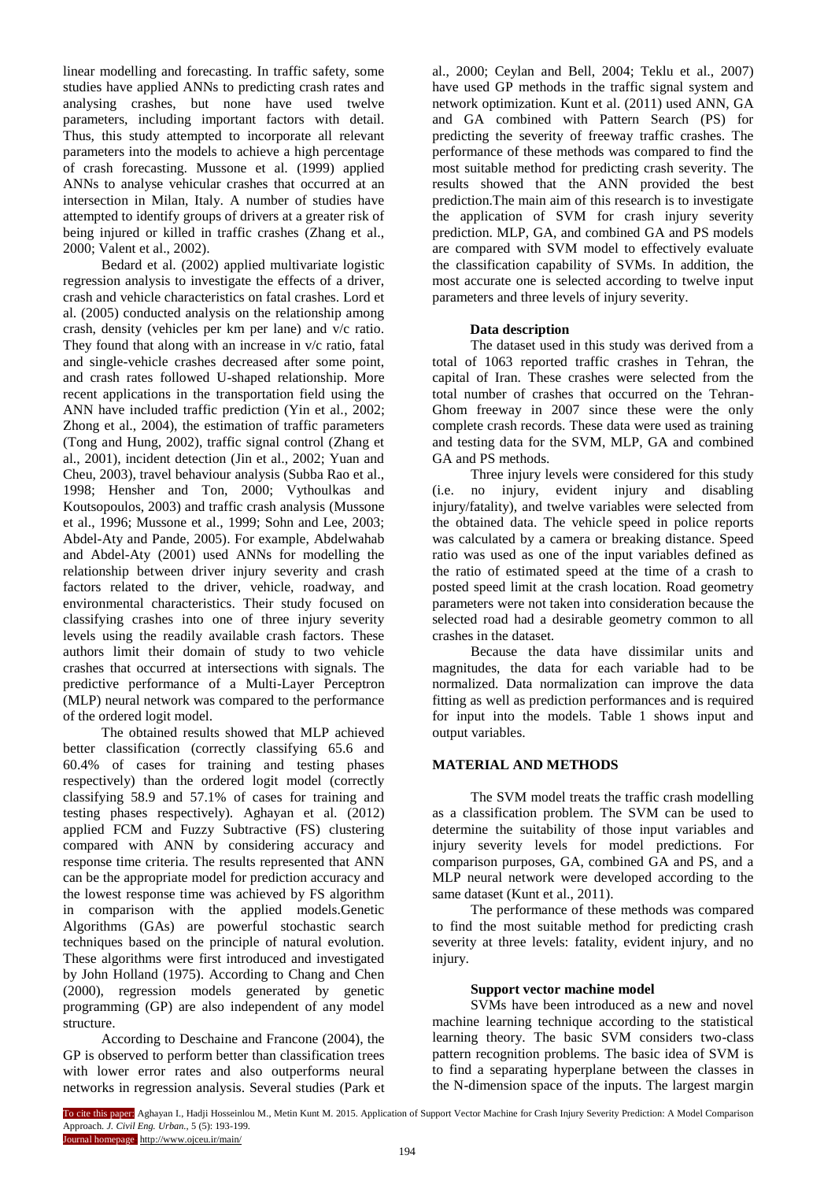linear modelling and forecasting. In traffic safety, some studies have applied ANNs to predicting crash rates and analysing crashes, but none have used twelve parameters, including important factors with detail. Thus, this study attempted to incorporate all relevant parameters into the models to achieve a high percentage of crash forecasting. Mussone et al. (1999) applied ANNs to analyse vehicular crashes that occurred at an intersection in Milan, Italy. A number of studies have attempted to identify groups of drivers at a greater risk of being injured or killed in traffic crashes (Zhang et al., 2000; Valent et al., 2002).

Bedard et al. (2002) applied multivariate logistic regression analysis to investigate the effects of a driver, crash and vehicle characteristics on fatal crashes. Lord et al. (2005) conducted analysis on the relationship among crash, density (vehicles per km per lane) and v/c ratio. They found that along with an increase in v/c ratio, fatal and single-vehicle crashes decreased after some point, and crash rates followed U-shaped relationship. More recent applications in the transportation field using the ANN have included traffic prediction (Yin et al., 2002; Zhong et al., 2004), the estimation of traffic parameters (Tong and Hung, 2002), traffic signal control (Zhang et al., 2001), incident detection (Jin et al., 2002; Yuan and Cheu, 2003), travel behaviour analysis (Subba Rao et al., 1998; Hensher and Ton, 2000; Vythoulkas and Koutsopoulos, 2003) and traffic crash analysis (Mussone et al., 1996; Mussone et al., 1999; Sohn and Lee, 2003; Abdel-Aty and Pande, 2005). For example, Abdelwahab and Abdel-Aty (2001) used ANNs for modelling the relationship between driver injury severity and crash factors related to the driver, vehicle, roadway, and environmental characteristics. Their study focused on classifying crashes into one of three injury severity levels using the readily available crash factors. These authors limit their domain of study to two vehicle crashes that occurred at intersections with signals. The predictive performance of a Multi-Layer Perceptron (MLP) neural network was compared to the performance of the ordered logit model.

The obtained results showed that MLP achieved better classification (correctly classifying 65.6 and 60.4% of cases for training and testing phases respectively) than the ordered logit model (correctly classifying 58.9 and 57.1% of cases for training and testing phases respectively). Aghayan et al. (2012) applied FCM and Fuzzy Subtractive (FS) clustering compared with ANN by considering accuracy and response time criteria. The results represented that ANN can be the appropriate model for prediction accuracy and the lowest response time was achieved by FS algorithm in comparison with the applied models.Genetic Algorithms (GAs) are powerful stochastic search techniques based on the principle of natural evolution. These algorithms were first introduced and investigated by John Holland (1975). According to Chang and Chen (2000), regression models generated by genetic programming (GP) are also independent of any model structure.

According to Deschaine and Francone (2004), the GP is observed to perform better than classification trees with lower error rates and also outperforms neural networks in regression analysis. Several studies (Park et al., 2000; Ceylan and Bell, 2004; Teklu et al., 2007) have used GP methods in the traffic signal system and network optimization. Kunt et al. (2011) used ANN, GA and GA combined with Pattern Search (PS) for predicting the severity of freeway traffic crashes. The performance of these methods was compared to find the most suitable method for predicting crash severity. The results showed that the ANN provided the best prediction.The main aim of this research is to investigate the application of SVM for crash injury severity prediction. MLP, GA, and combined GA and PS models are compared with SVM model to effectively evaluate the classification capability of SVMs. In addition, the most accurate one is selected according to twelve input parameters and three levels of injury severity.

### Data description

The dataset used in this study was derived from a total of 1063 reported traffic crashes in Tehran, the capital of Iran. These crashes were selected from the total number of crashes that occurred on the Tehran-Ghom freeway in 2007 since these were the only complete crash records. These data were used as training and testing data for the SVM, MLP, GA and combined GA and PS methods.

Three injury levels were considered for this study (i.e. no injury, evident injury and disabling injury/fatality), and twelve variables were selected from the obtained data. The vehicle speed in police reports was calculated by a camera or breaking distance. Speed ratio was used as one of the input variables defined as the ratio of estimated speed at the time of a crash to posted speed limit at the crash location. Road geometry parameters were not taken into consideration because the selected road had a desirable geometry common to all crashes in the dataset.

Because the data have dissimilar units and magnitudes, the data for each variable had to be normalized. Data normalization can improve the data fitting as well as prediction performances and is required for input into the models. Table 1 shows input and output variables.

## MATERIAL AND METHODS

The SVM model treats the traffic crash modelling as a classification problem. The SVM can be used to determine the suitability of those input variables and injury severity levels for model predictions. For comparison purposes, GA, combined GA and PS, and a MLP neural network were developed according to the same dataset (Kunt et al., 2011).

The performance of these methods was compared to find the most suitable method for predicting crash severity at three levels: fatality, evident injury, and no injury.

### Support vector machine model

SVMs have been introduced as a new and novel machine learning technique according to the statistical learning theory. The basic SVM considers two-class pattern recognition problems. The basic idea of SVM is to find a separating hyperplane between the classes in the N-dimension space of the inputs. The largest margin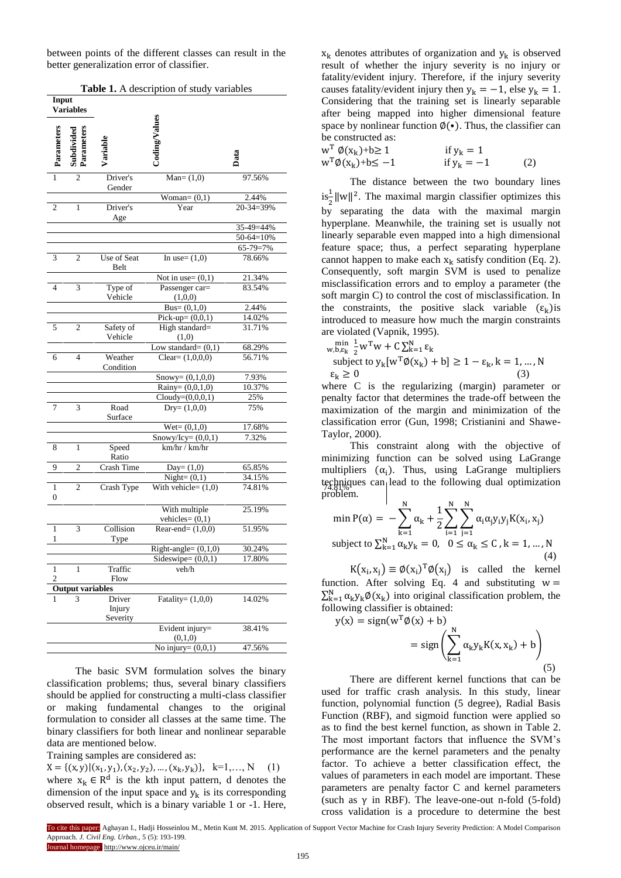between points of the different classes can result in the better generalization error of classifier.

**Table 1.** A description of study variables

| Input Variables | | | | |
|---|---|---|---|---|
| Parameters | Subdivided Parameters | Variable | Coding/Values | Data |
| 1 | 2 | Driver's Gender | Man= (1,0) | 97.56% |
| | | | Woman= (0,1) | 2.44% |
| 2 | 1 | Driver's Age | Year | 20-34=39% |
| | | | | 35-49=44% |
| | | | | 50-64=10% |
| | | | | 65-79=7% |
| 3 | 2 | Use of Seat Belt | In use= (1,0) | 78.66% |
| | | | Not in use= (0,1) | 21.34% |
| 4 | 3 | Type of Vehicle | Passenger car= (1,0,0) | 83.54% |
| | | | Bus= (0,1,0) | 2.44% |
| | | | Pick-up= (0,0,1) | 14.02% |
| 5 | 2 | Safety of Vehicle | High standard= (1,0) | 31.71% |
| | | | Low standard= (0,1) | 68.29% |
| 6 | 4 | Weather Condition | Clear= (1,0,0,0) | 56.71% |
| | | | Snowy= (0,1,0,0) | 7.93% |
| | | | Rainy= (0,0,1,0) | 10.37% |
| | | | Cloudy=(0,0,0,1) | 25% |
| 7 | 3 | Road Surface | Dry= (1,0,0) | 75% |
| | | | Wet= (0,1,0) | 17.68% |
| | | | Snowy/Icy= (0,0,1) | 7.32% |
| 8 | 1 | Speed Ratio | km/hr / km/hr | |
| 9 | 2 | Crash Time | Day= (1,0) | 65.85% |
| | | | Night= (0,1) | 34.15% |
| 10 | 2 | Crash Type | With vehicle= (1,0) | 74.81% |
| | | | With multiple vehicles= (0,1) | 25.19% |
| 11 | 3 | Collision Type | Rear-end= (1,0,0) | 51.95% |
| | | | Right-angle= (0,1,0) | 30.24% |
| | | | Sideswipe= (0,0,1) | 17.80% |
| 12 | 1 | Traffic Flow | veh/h | |
| **Output variables** | | | | |
| 1 | 3 | Driver Injury Severity | Fatality= (1,0,0) | 14.02% |
| | | | Evident injury= (0,1,0) | 38.41% |
| | | | No injury= (0,0,1) | 47.56% |

The basic SVM formulation solves the binary classification problems; thus, several binary classifiers should be applied for constructing a multi-class classifier or making fundamental changes to the original formulation to consider all classes at the same time. The binary classifiers for both linear and nonlinear separable data are mentioned below.

Training samples are considered as:

$$X = \{(x, y)|(x_1, y_1), (x_2, y_2), \dots, (x_k, y_k)\}, \quad k=1,\dots, N \qquad (1)$$

where $x_k \in R^d$ is the kth input pattern, d denotes the dimension of the input space and $y_k$ is its corresponding observed result, which is a binary variable 1 or -1. Here, $x_k$ denotes attributes of organization and $y_k$ is observed result of whether the injury severity is no injury or fatality/evident injury. Therefore, if the injury severity causes fatality/evident injury then $y_k = -1$, else $y_k = 1$. Considering that the training set is linearly separable after being mapped into higher dimensional feature space by nonlinear function $\emptyset(\bullet)$. Thus, the classifier can be constructed as:

$$\begin{aligned} &w^T \emptyset(x_k)+b \geq 1 && \text{if } y_k = 1 \\ &w^T \emptyset(x_k)+b \leq -1 && \text{if } y_k = -1 \end{aligned} \qquad (2)$$

The distance between the two boundary lines is $\frac{1}{2}\|w\|^2$. The maximal margin classifier optimizes this by separating the data with the maximal margin hyperplane. Meanwhile, the training set is usually not linearly separable even mapped into a high dimensional feature space; thus, a perfect separating hyperplane cannot happen to make each $x_k$ satisfy condition (Eq. 2). Consequently, soft margin SVM is used to penalize misclassification errors and to employ a parameter (the soft margin C) to control the cost of misclassification. In the constraints, the positive slack variable ($\varepsilon_k$) is introduced to measure how much the margin constraints are violated (Vapnik, 1995).

$$\begin{aligned} &\min_{w,b,\varepsilon_k} \frac{1}{2} w^T w + C \sum_{k=1}^{N} \varepsilon_k \\ &\text{subject to } y_k[w^T \emptyset(x_k) + b] \geq 1 - \varepsilon_k, k = 1, \dots, N \\ &\varepsilon_k \geq 0 \end{aligned} \qquad (3)$$

where C is the regularizing (margin) parameter or penalty factor that determines the trade-off between the maximization of the margin and minimization of the classification error (Gun, 1998; Cristianini and Shawe-Taylor, 2000).

This constraint along with the objective of minimizing function can be solved using LaGrange multipliers ($\alpha_i$). Thus, using LaGrange multipliers techniques can lead to the following dual optimization problem.

$$\begin{aligned} &\min P(\alpha) = -\sum_{k=1}^{N} \alpha_k + \frac{1}{2} \sum_{i=1}^{N} \sum_{j=1}^{N} \alpha_i \alpha_j y_i y_j K(x_i, x_j) \\ &\text{subject to } \sum_{k=1}^{N} \alpha_k y_k = 0, \quad 0 \leq \alpha_k \leq C, k = 1, \dots, N \end{aligned} \qquad (4)$$

$K(x_i, x_j) \equiv \emptyset(x_i)^T \emptyset(x_j)$ is called the kernel function. After solving Eq. 4 and substituting $w = \sum_{k=1}^{N} \alpha_k y_k \emptyset(x_k)$ into original classification problem, the following classifier is obtained:

$$y(x) = \text{sign}(w^T \emptyset(x) + b) = \text{sign}\left(\sum_{k=1}^{N} \alpha_k y_k K(x, x_k) + b\right) \qquad (5)$$

There are different kernel functions that can be used for traffic crash analysis. In this study, linear function, polynomial function (5 degree), Radial Basis Function (RBF), and sigmoid function were applied so as to find the best kernel function, as shown in Table 2. The most important factors that influence the SVM's performance are the kernel parameters and the penalty factor. To achieve a better classification effect, the values of parameters in each model are important. These parameters are penalty factor C and kernel parameters (such as $\gamma$ in RBF). The leave-one-out n-fold (5-fold) cross validation is a procedure to determine the best

To cite this paper: Aghayan I., Hadji Hosseinlou M., Metin Kunt M. 2015. Application of Support Vector Machine for Crash Injury Severity Prediction: A Model Comparison Approach. *J. Civil Eng. Urban.*, 5 (5): 193-199.
Journal homepage: http://www.ojceu.ir/main/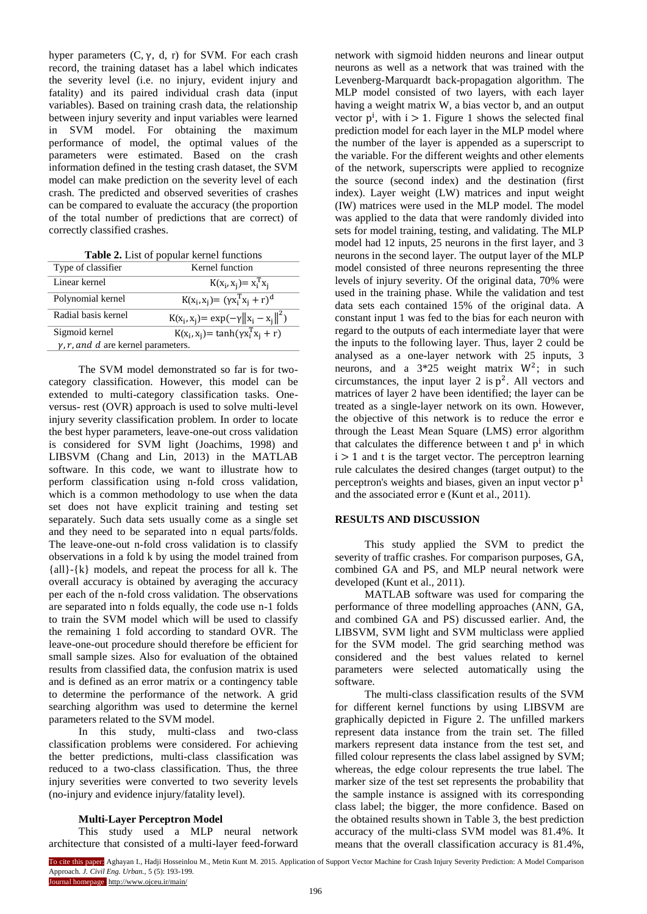hyper parameters (C, γ, d, r) for SVM. For each crash record, the training dataset has a label which indicates the severity level (i.e. no injury, evident injury and fatality) and its paired individual crash data (input variables). Based on training crash data, the relationship between injury severity and input variables were learned in SVM model. For obtaining the maximum performance of model, the optimal values of the parameters were estimated. Based on the crash information defined in the testing crash dataset, the SVM model can make prediction on the severity level of each crash. The predicted and observed severities of crashes can be compared to evaluate the accuracy (the proportion of the total number of predictions that are correct) of correctly classified crashes.

**Table 2.** List of popular kernel functions

| Type of classifier | Kernel function |
|---|---|
| Linear kernel | $K(x_i, x_j) = x_i^T x_j$ |
| Polynomial kernel | $K(x_i, x_j) = (\gamma x_i^T x_j + r)^d$ |
| Radial basis kernel | $K(x_i, x_j) = \exp(-\gamma \|x_i - x_j\|^2)$ |
| Sigmoid kernel | $K(x_i, x_j) = \tanh(\gamma x_i^T x_j + r)$ |

$\gamma, r, and\ d$ are kernel parameters.

The SVM model demonstrated so far is for two-category classification. However, this model can be extended to multi-category classification tasks. One-versus- rest (OVR) approach is used to solve multi-level injury severity classification problem. In order to locate the best hyper parameters, leave-one-out cross validation is considered for SVM light (Joachims, 1998) and LIBSVM (Chang and Lin, 2013) in the MATLAB software. In this code, we want to illustrate how to perform classification using n-fold cross validation, which is a common methodology to use when the data set does not have explicit training and testing set separately. Such data sets usually come as a single set and they need to be separated into n equal parts/folds. The leave-one-out n-fold cross validation is to classify observations in a fold k by using the model trained from {all}-{k} models, and repeat the process for all k. The overall accuracy is obtained by averaging the accuracy per each of the n-fold cross validation. The observations are separated into n folds equally, the code use n-1 folds to train the SVM model which will be used to classify the remaining 1 fold according to standard OVR. The leave-one-out procedure should therefore be efficient for small sample sizes. Also for evaluation of the obtained results from classified data, the confusion matrix is used and is defined as an error matrix or a contingency table to determine the performance of the network. A grid searching algorithm was used to determine the kernel parameters related to the SVM model.

In this study, multi-class and two-class classification problems were considered. For achieving the better predictions, multi-class classification was reduced to a two-class classification. Thus, the three injury severities were converted to two severity levels (no-injury and evidence injury/fatality level).

### Multi-Layer Perceptron Model

This study used a MLP neural network architecture that consisted of a multi-layer feed-forward network with sigmoid hidden neurons and linear output neurons as well as a network that was trained with the Levenberg-Marquardt back-propagation algorithm. The MLP model consisted of two layers, with each layer having a weight matrix W, a bias vector b, and an output vector $p^i$, with $i > 1$. Figure 1 shows the selected final prediction model for each layer in the MLP model where the number of the layer is appended as a superscript to the variable. For the different weights and other elements of the network, superscripts were applied to recognize the source (second index) and the destination (first index). Layer weight (LW) matrices and input weight (IW) matrices were used in the MLP model. The model was applied to the data that were randomly divided into sets for model training, testing, and validating. The MLP model had 12 inputs, 25 neurons in the first layer, and 3 neurons in the second layer. The output layer of the MLP model consisted of three neurons representing the three levels of injury severity. Of the original data, 70% were used in the training phase. While the validation and test data sets each contained 15% of the original data. A constant input 1 was fed to the bias for each neuron with regard to the outputs of each intermediate layer that were the inputs to the following layer. Thus, layer 2 could be analysed as a one-layer network with 25 inputs, 3 neurons, and a 3*25 weight matrix $W^2$; in such circumstances, the input layer 2 is $p^2$. All vectors and matrices of layer 2 have been identified; the layer can be treated as a single-layer network on its own. However, the objective of this network is to reduce the error e through the Least Mean Square (LMS) error algorithm that calculates the difference between t and $p^i$ in which $i > 1$ and t is the target vector. The perceptron learning rule calculates the desired changes (target output) to the perceptron's weights and biases, given an input vector $p^1$ and the associated error e (Kunt et al., 2011).

## RESULTS AND DISCUSSION

This study applied the SVM to predict the severity of traffic crashes. For comparison purposes, GA, combined GA and PS, and MLP neural network were developed (Kunt et al., 2011).

MATLAB software was used for comparing the performance of three modelling approaches (ANN, GA, and combined GA and PS) discussed earlier. And, the LIBSVM, SVM light and SVM multiclass were applied for the SVM model. The grid searching method was considered and the best values related to kernel parameters were selected automatically using the software.

The multi-class classification results of the SVM for different kernel functions by using LIBSVM are graphically depicted in Figure 2. The unfilled markers represent data instance from the train set. The filled markers represent data instance from the test set, and filled colour represents the class label assigned by SVM; whereas, the edge colour represents the true label. The marker size of the test set represents the probability that the sample instance is assigned with its corresponding class label; the bigger, the more confidence. Based on the obtained results shown in Table 3, the best prediction accuracy of the multi-class SVM model was 81.4%. It means that the overall classification accuracy is 81.4%,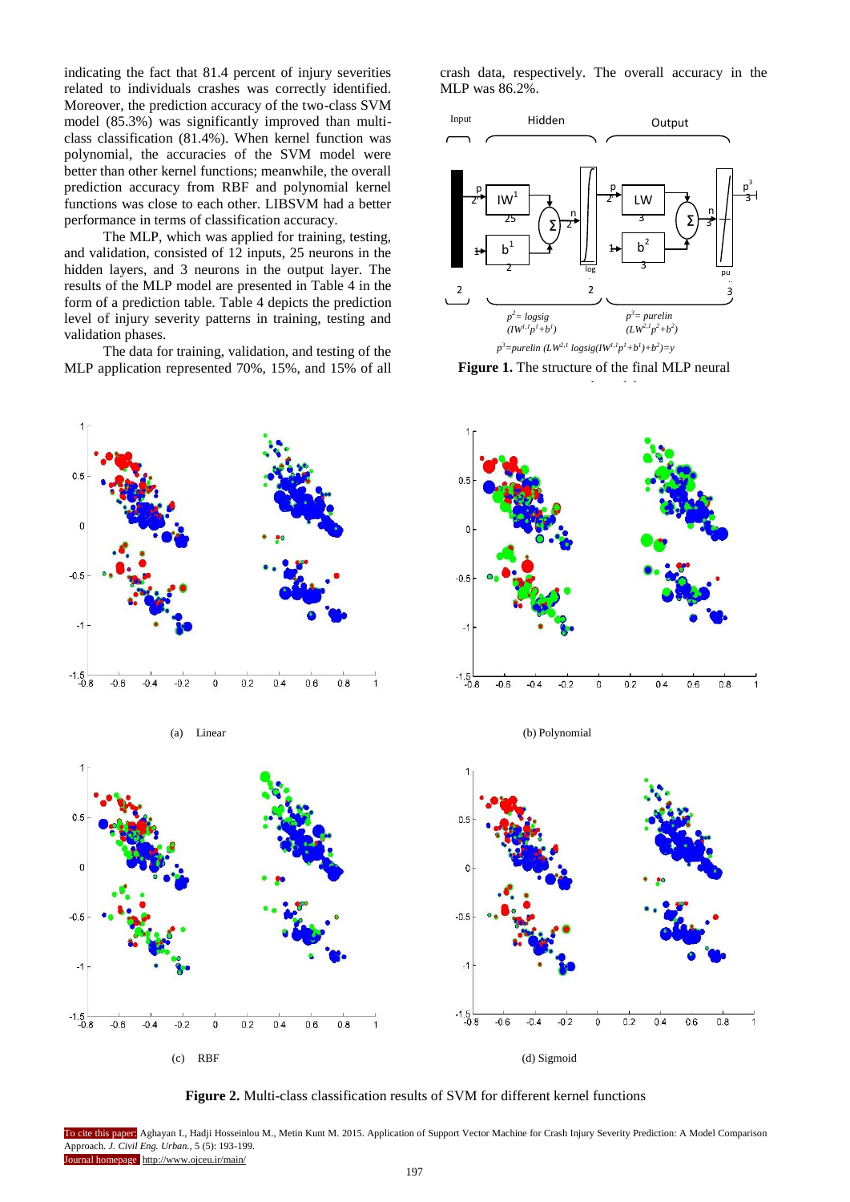indicating the fact that 81.4 percent of injury severities related to individuals crashes was correctly identified. Moreover, the prediction accuracy of the two-class SVM model (85.3%) was significantly improved than multi-class classification (81.4%). When kernel function was polynomial, the accuracies of the SVM model were better than other kernel functions; meanwhile, the overall prediction accuracy from RBF and polynomial kernel functions was close to each other. LIBSVM had a better performance in terms of classification accuracy.

The MLP, which was applied for training, testing, and validation, consisted of 12 inputs, 25 neurons in the hidden layers, and 3 neurons in the output layer. The results of the MLP model are presented in Table 4 in the form of a prediction table. Table 4 depicts the prediction level of injury severity patterns in training, testing and validation phases.

The data for training, validation, and testing of the MLP application represented 70%, 15%, and 15% of all crash data, respectively. The overall accuracy in the MLP was 86.2%.

$p^2$= logsig ($IW^{1,1}p^1+b^1$)

$p^3$= purelin ($LW^{2,1}p^2+b^2$)

$p^3$=purelin ($LW^{2,1}$ logsig($IW^{1,1}p^1+b^1$)+$b^2$)=y

**Figure 1.** The structure of the final MLP neural network model

(a) Linear

(b) Polynomial

(c) RBF

(d) Sigmoid

**Figure 2.** Multi-class classification results of SVM for different kernel functions

To cite this paper: Aghayan I., Hadji Hosseinlou M., Metin Kunt M. 2015. Application of Support Vector Machine for Crash Injury Severity Prediction: A Model Comparison Approach. *J. Civil Eng. Urban.*, 5 (5): 193-199.
Journal homepage: http://www.ojceu.ir/main/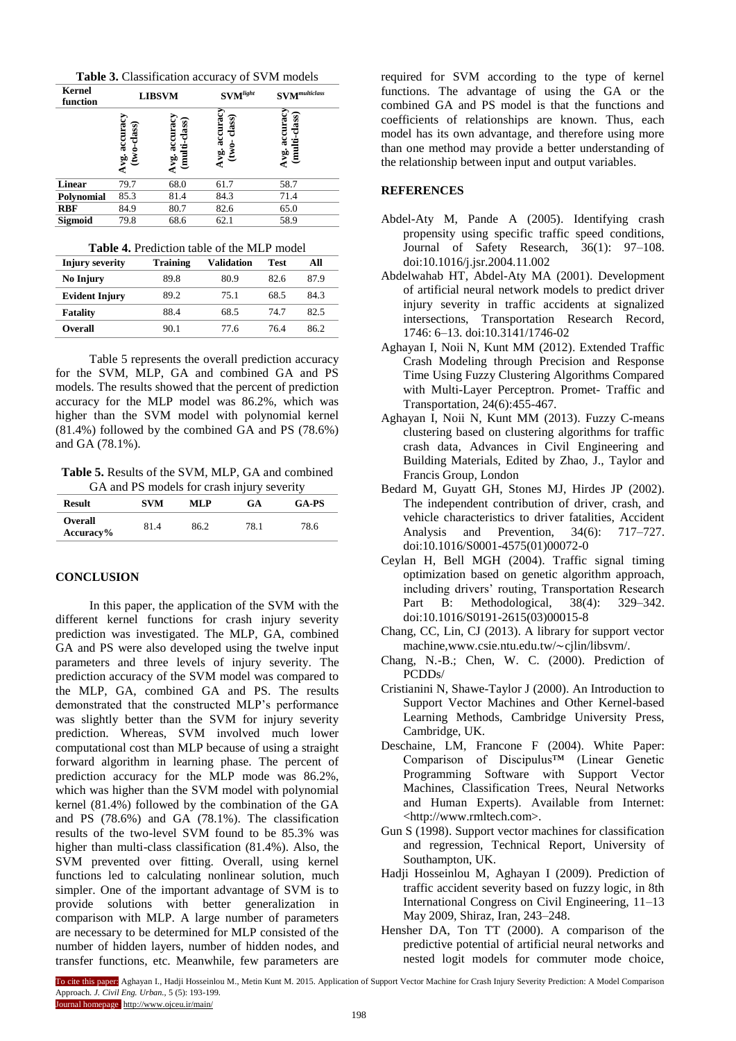**Table 3.** Classification accuracy of SVM models

| Kernel function | LIBSVM | | SVM$^{light}$ | SVM$^{multiclass}$ |
|---|---|---|---|---|
| | Avg. accuracy (two-class) | Avg. accuracy (multi-class) | Avg. accuracy (two- class) | Avg. accuracy (multi-class) |
| **Linear** | 79.7 | 68.0 | 61.7 | 58.7 |
| **Polynomial** | 85.3 | 81.4 | 84.3 | 71.4 |
| **RBF** | 84.9 | 80.7 | 82.6 | 65.0 |
| **Sigmoid** | 79.8 | 68.6 | 62.1 | 58.9 |

**Table 4.** Prediction table of the MLP model

| Injury severity | Training | Validation | Test | All |
|---|---|---|---|---|
| **No Injury** | 89.8 | 80.9 | 82.6 | 87.9 |
| **Evident Injury** | 89.2 | 75.1 | 68.5 | 84.3 |
| **Fatality** | 88.4 | 68.5 | 74.7 | 82.5 |
| **Overall** | 90.1 | 77.6 | 76.4 | 86.2 |

Table 5 represents the overall prediction accuracy for the SVM, MLP, GA and combined GA and PS models. The results showed that the percent of prediction accuracy for the MLP model was 86.2%, which was higher than the SVM model with polynomial kernel (81.4%) followed by the combined GA and PS (78.6%) and GA (78.1%).

**Table 5.** Results of the SVM, MLP, GA and combined GA and PS models for crash injury severity

| Result | SVM | MLP | GA | GA-PS |
|---|---|---|---|---|
| **Overall Accuracy%** | 81.4 | 86.2 | 78.1 | 78.6 |

## CONCLUSION

In this paper, the application of the SVM with the different kernel functions for crash injury severity prediction was investigated. The MLP, GA, combined GA and PS were also developed using the twelve input parameters and three levels of injury severity. The prediction accuracy of the SVM model was compared to the MLP, GA, combined GA and PS. The results demonstrated that the constructed MLP's performance was slightly better than the SVM for injury severity prediction. Whereas, SVM involved much lower computational cost than MLP because of using a straight forward algorithm in learning phase. The percent of prediction accuracy for the MLP mode was 86.2%, which was higher than the SVM model with polynomial kernel (81.4%) followed by the combination of the GA and PS (78.6%) and GA (78.1%). The classification results of the two-level SVM found to be 85.3% was higher than multi-class classification (81.4%). Also, the SVM prevented over fitting. Overall, using kernel functions led to calculating nonlinear solution, much simpler. One of the important advantage of SVM is to provide solutions with better generalization in comparison with MLP. A large number of parameters are necessary to be determined for MLP consisted of the number of hidden layers, number of hidden nodes, and transfer functions, etc. Meanwhile, few parameters are required for SVM according to the type of kernel functions. The advantage of using the GA or the combined GA and PS model is that the functions and coefficients of relationships are known. Thus, each model has its own advantage, and therefore using more than one method may provide a better understanding of the relationship between input and output variables.

## REFERENCES

Abdel-Aty M, Pande A (2005). Identifying crash propensity using specific traffic speed conditions, Journal of Safety Research, 36(1): 97–108. doi:10.1016/j.jsr.2004.11.002

Abdelwahab HT, Abdel-Aty MA (2001). Development of artificial neural network models to predict driver injury severity in traffic accidents at signalized intersections, Transportation Research Record, 1746: 6–13. doi:10.3141/1746-02

Aghayan I, Noii N, Kunt MM (2012). Extended Traffic Crash Modeling through Precision and Response Time Using Fuzzy Clustering Algorithms Compared with Multi-Layer Perceptron. Promet- Traffic and Transportation, 24(6):455-467.

Aghayan I, Noii N, Kunt MM (2013). Fuzzy C-means clustering based on clustering algorithms for traffic crash data, Advances in Civil Engineering and Building Materials, Edited by Zhao, J., Taylor and Francis Group, London

Bedard M, Guyatt GH, Stones MJ, Hirdes JP (2002). The independent contribution of driver, crash, and vehicle characteristics to driver fatalities, Accident Analysis and Prevention, 34(6): 717–727. doi:10.1016/S0001-4575(01)00072-0

Ceylan H, Bell MGH (2004). Traffic signal timing optimization based on genetic algorithm approach, including drivers' routing, Transportation Research Part B: Methodological, 38(4): 329–342. doi:10.1016/S0191-2615(03)00015-8

Chang, CC, Lin, CJ (2013). A library for support vector machine,www.csie.ntu.edu.tw/~cjlin/libsvm/.

Chang, N.-B.; Chen, W. C. (2000). Prediction of PCDDs/

Cristianini N, Shawe-Taylor J (2000). An Introduction to Support Vector Machines and Other Kernel-based Learning Methods, Cambridge University Press, Cambridge, UK.

Deschaine, LM, Francone F (2004). White Paper: Comparison of Discipulus™ (Linear Genetic Programming Software with Support Vector Machines, Classification Trees, Neural Networks and Human Experts). Available from Internet: <http://www.rmltech.com>.

Gun S (1998). Support vector machines for classification and regression, Technical Report, University of Southampton, UK.

Hadji Hosseinlou M, Aghayan I (2009). Prediction of traffic accident severity based on fuzzy logic, in 8th International Congress on Civil Engineering, 11–13 May 2009, Shiraz, Iran, 243–248.

Hensher DA, Ton TT (2000). A comparison of the predictive potential of artificial neural networks and nested logit models for commuter mode choice,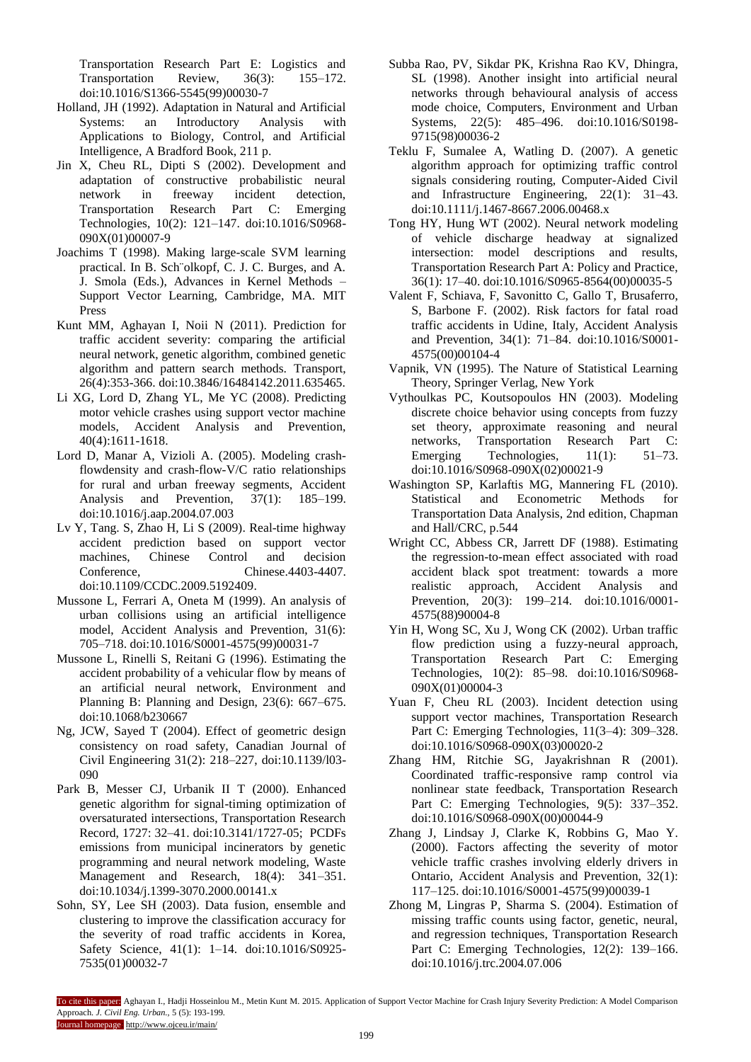Transportation Research Part E: Logistics and Transportation Review, 36(3): 155–172. doi:10.1016/S1366-5545(99)00030-7

Holland, JH (1992). Adaptation in Natural and Artificial Systems: an Introductory Analysis with Applications to Biology, Control, and Artificial Intelligence, A Bradford Book, 211 p.

Jin X, Cheu RL, Dipti S (2002). Development and adaptation of constructive probabilistic neural network in freeway incident detection, Transportation Research Part C: Emerging Technologies, 10(2): 121–147. doi:10.1016/S0968-090X(01)00007-9

Joachims T (1998). Making large-scale SVM learning practical. In B. Sch¨olkopf, C. J. C. Burges, and A. J. Smola (Eds.), Advances in Kernel Methods – Support Vector Learning, Cambridge, MA. MIT Press

Kunt MM, Aghayan I, Noii N (2011). Prediction for traffic accident severity: comparing the artificial neural network, genetic algorithm, combined genetic algorithm and pattern search methods. Transport, 26(4):353-366. doi:10.3846/16484142.2011.635465.

Li XG, Lord D, Zhang YL, Me YC (2008). Predicting motor vehicle crashes using support vector machine models, Accident Analysis and Prevention, 40(4):1611-1618.

Lord D, Manar A, Vizioli A. (2005). Modeling crash-flowdensity and crash-flow-V/C ratio relationships for rural and urban freeway segments, Accident Analysis and Prevention, 37(1): 185–199. doi:10.1016/j.aap.2004.07.003

Lv Y, Tang. S, Zhao H, Li S (2009). Real-time highway accident prediction based on support vector machines, Chinese Control and decision Conference, Chinese.4403-4407. doi:10.1109/CCDC.2009.5192409.

Mussone L, Ferrari A, Oneta M (1999). An analysis of urban collisions using an artificial intelligence model, Accident Analysis and Prevention, 31(6): 705–718. doi:10.1016/S0001-4575(99)00031-7

Mussone L, Rinelli S, Reitani G (1996). Estimating the accident probability of a vehicular flow by means of an artificial neural network, Environment and Planning B: Planning and Design, 23(6): 667–675. doi:10.1068/b230667

Ng, JCW, Sayed T (2004). Effect of geometric design consistency on road safety, Canadian Journal of Civil Engineering 31(2): 218–227, doi:10.1139/l03-090

Park B, Messer CJ, Urbanik II T (2000). Enhanced genetic algorithm for signal-timing optimization of oversaturated intersections, Transportation Research Record, 1727: 32–41. doi:10.3141/1727-05; PCDFs emissions from municipal incinerators by genetic programming and neural network modeling, Waste Management and Research, 18(4): 341–351. doi:10.1034/j.1399-3070.2000.00141.x

Sohn, SY, Lee SH (2003). Data fusion, ensemble and clustering to improve the classification accuracy for the severity of road traffic accidents in Korea, Safety Science, 41(1): 1–14. doi:10.1016/S0925-7535(01)00032-7

Subba Rao, PV, Sikdar PK, Krishna Rao KV, Dhingra, SL (1998). Another insight into artificial neural networks through behavioural analysis of access mode choice, Computers, Environment and Urban Systems, 22(5): 485–496. doi:10.1016/S0198-9715(98)00036-2

Teklu F, Sumalee A, Watling D. (2007). A genetic algorithm approach for optimizing traffic control signals considering routing, Computer-Aided Civil and Infrastructure Engineering, 22(1): 31–43. doi:10.1111/j.1467-8667.2006.00468.x

Tong HY, Hung WT (2002). Neural network modeling of vehicle discharge headway at signalized intersection: model descriptions and results, Transportation Research Part A: Policy and Practice, 36(1): 17–40. doi:10.1016/S0965-8564(00)00035-5

Valent F, Schiava, F, Savonitto C, Gallo T, Brusaferro, S, Barbone F. (2002). Risk factors for fatal road traffic accidents in Udine, Italy, Accident Analysis and Prevention, 34(1): 71–84. doi:10.1016/S0001-4575(00)00104-4

Vapnik, VN (1995). The Nature of Statistical Learning Theory, Springer Verlag, New York

Vythoulkas PC, Koutsopoulos HN (2003). Modeling discrete choice behavior using concepts from fuzzy set theory, approximate reasoning and neural networks, Transportation Research Part C: Emerging Technologies, 11(1): 51–73. doi:10.1016/S0968-090X(02)00021-9

Washington SP, Karlaftis MG, Mannering FL (2010). Statistical and Econometric Methods for Transportation Data Analysis, 2nd edition, Chapman and Hall/CRC, p.544

Wright CC, Abbess CR, Jarrett DF (1988). Estimating the regression-to-mean effect associated with road accident black spot treatment: towards a more realistic approach, Accident Analysis and Prevention, 20(3): 199–214. doi:10.1016/0001-4575(88)90004-8

Yin H, Wong SC, Xu J, Wong CK (2002). Urban traffic flow prediction using a fuzzy-neural approach, Transportation Research Part C: Emerging Technologies, 10(2): 85–98. doi:10.1016/S0968-090X(01)00004-3

Yuan F, Cheu RL (2003). Incident detection using support vector machines, Transportation Research Part C: Emerging Technologies, 11(3–4): 309–328. doi:10.1016/S0968-090X(03)00020-2

Zhang HM, Ritchie SG, Jayakrishnan R (2001). Coordinated traffic-responsive ramp control via nonlinear state feedback, Transportation Research Part C: Emerging Technologies, 9(5): 337–352. doi:10.1016/S0968-090X(00)00044-9

Zhang J, Lindsay J, Clarke K, Robbins G, Mao Y. (2000). Factors affecting the severity of motor vehicle traffic crashes involving elderly drivers in Ontario, Accident Analysis and Prevention, 32(1): 117–125. doi:10.1016/S0001-4575(99)00039-1

Zhong M, Lingras P, Sharma S. (2004). Estimation of missing traffic counts using factor, genetic, neural, and regression techniques, Transportation Research Part C: Emerging Technologies, 12(2): 139–166. doi:10.1016/j.trc.2004.07.006